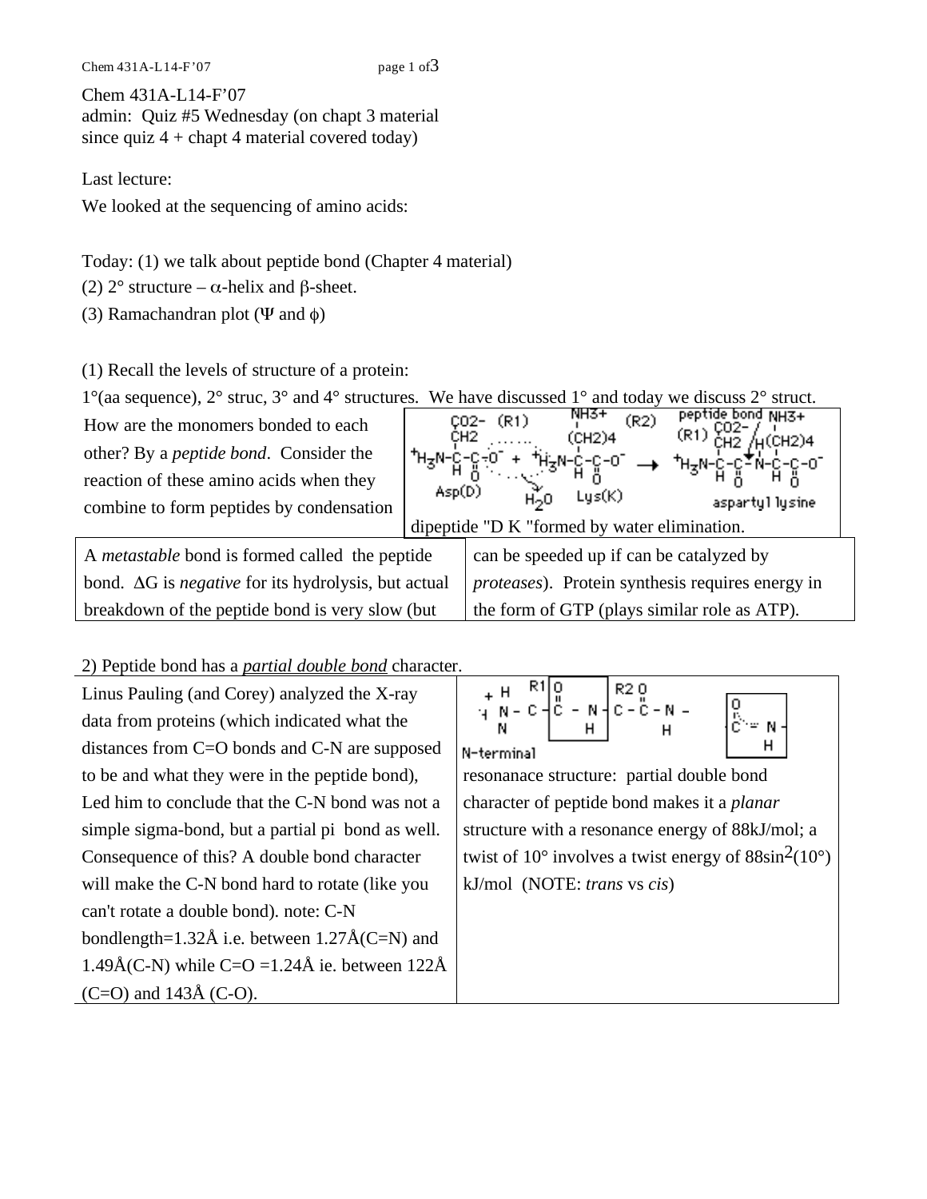Chem 431A-L14-F'07
admin: Quiz #5 Wednesday (on chapt 3 material since quiz 4 + chapt 4 material covered today)

Last lecture:
We looked at the sequencing of amino acids:

Today: (1) we talk about peptide bond (Chapter 4 material)
(2) 2° structure – α-helix and β-sheet.
(3) Ramachandran plot (Ψ and ϕ)

(1) Recall the levels of structure of a protein:
1°(aa sequence), 2° struc, 3° and 4° structures. We have discussed 1° and today we discuss 2° struct.

How are the monomers bonded to each other? By a *peptide bond*. Consider the reaction of these amino acids when they combine to form peptides by condensation

dipeptide "D K "formed by water elimination.

A *metastable* bond is formed called the peptide bond. ΔG is *negative* for its hydrolysis, but actual breakdown of the peptide bond is very slow (but can be speeded up if can be catalyzed by *proteases*). Protein synthesis requires energy in the form of GTP (plays similar role as ATP).

2) Peptide bond has a <u>*partial double bond*</u> character.

Linus Pauling (and Corey) analyzed the X-ray data from proteins (which indicated what the distances from C=O bonds and C-N are supposed to be and what they were in the peptide bond), Led him to conclude that the C-N bond was not a simple sigma-bond, but a partial pi bond as well. Consequence of this? A double bond character will make the C-N bond hard to rotate (like you can't rotate a double bond). note: C-N bondlength=1.32Å i.e. between 1.27Å(C=N) and 1.49Å(C-N) while C=O =1.24Å ie. between 122Å (C=O) and 143Å (C-O).

N-terminal

resonanace structure: partial double bond character of peptide bond makes it a *planar* structure with a resonance energy of 88kJ/mol; a twist of 10° involves a twist energy of $88\sin^2(10°)$ kJ/mol (NOTE: *trans* vs *cis*)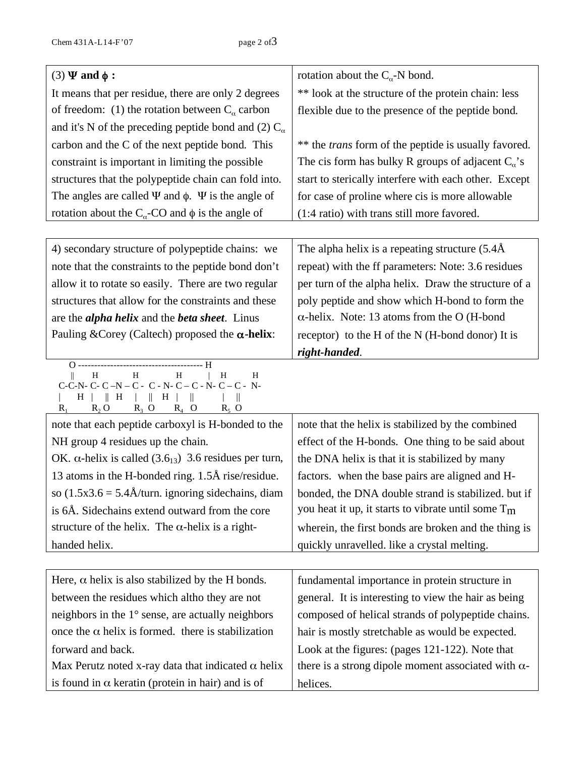**(3) $\Psi$ and $\phi$ :**

It means that per residue, there are only 2 degrees of freedom: (1) the rotation between $C_\alpha$ carbon and it's N of the preceding peptide bond and (2) $C_\alpha$ carbon and the C of the next peptide bond. This constraint is important in limiting the possible structures that the polypeptide chain can fold into. The angles are called $\Psi$ and $\phi$. $\Psi$ is the angle of rotation about the $C_\alpha$-CO and $\phi$ is the angle of rotation about the $C_\alpha$-N bond.

** look at the structure of the protein chain: less flexible due to the presence of the peptide bond.

** the *trans* form of the peptide is usually favored. The cis form has bulky R groups of adjacent $C_\alpha$'s start to sterically interfere with each other. Except for case of proline where cis is more allowable (1:4 ratio) with trans still more favored.

4) secondary structure of polypeptide chains: we note that the constraints to the peptide bond don't allow it to rotate so easily. There are two regular structures that allow for the constraints and these are the ***alpha helix*** and the ***beta sheet***. Linus Pauling &Corey (Caltech) proposed the **$\alpha$-helix**:

The alpha helix is a repeating structure (5.4Å repeat) with the ff parameters: Note: 3.6 residues per turn of the alpha helix. Draw the structure of a poly peptide and show which H-bond to form the $\alpha$-helix. Note: 13 atoms from the O (H-bond receptor) to the H of the N (H-bond donor) It is ***right-handed***.

```
    O -------------------------------------- H
    ||      H         H          H        |    H       H
 C-C-N- C- C –N – C -  C - N- C – C - N- C – C -  N-
 |      H  |   || H   |    ||  H  |    ||        |   ||
 R1        R2 O       R3  O      R4  O       R5  O
```

note that each peptide carboxyl is H-bonded to the NH group 4 residues up the chain.

OK. $\alpha$-helix is called ($3.6_{13}$) 3.6 residues per turn, 13 atoms in the H-bonded ring. 1.5Å rise/residue. so (1.5x3.6 = 5.4Å/turn. ignoring sidechains, diam is 6Å. Sidechains extend outward from the core structure of the helix. The $\alpha$-helix is a right-handed helix.

note that the helix is stabilized by the combined effect of the H-bonds. One thing to be said about the DNA helix is that it is stabilized by many factors. when the base pairs are aligned and H-bonded, the DNA double strand is stabilized. but if you heat it up, it starts to vibrate until some $T_m$ wherein, the first bonds are broken and the thing is quickly unravelled. like a crystal melting.

Here, $\alpha$ helix is also stabilized by the H bonds. between the residues which altho they are not neighbors in the 1° sense, are actually neighbors once the $\alpha$ helix is formed. there is stabilization forward and back.

Max Perutz noted x-ray data that indicated $\alpha$ helix is found in $\alpha$ keratin (protein in hair) and is of fundamental importance in protein structure in general. It is interesting to view the hair as being composed of helical strands of polypeptide chains. hair is mostly stretchable as would be expected. Look at the figures: (pages 121-122). Note that there is a strong dipole moment associated with $\alpha$-helices.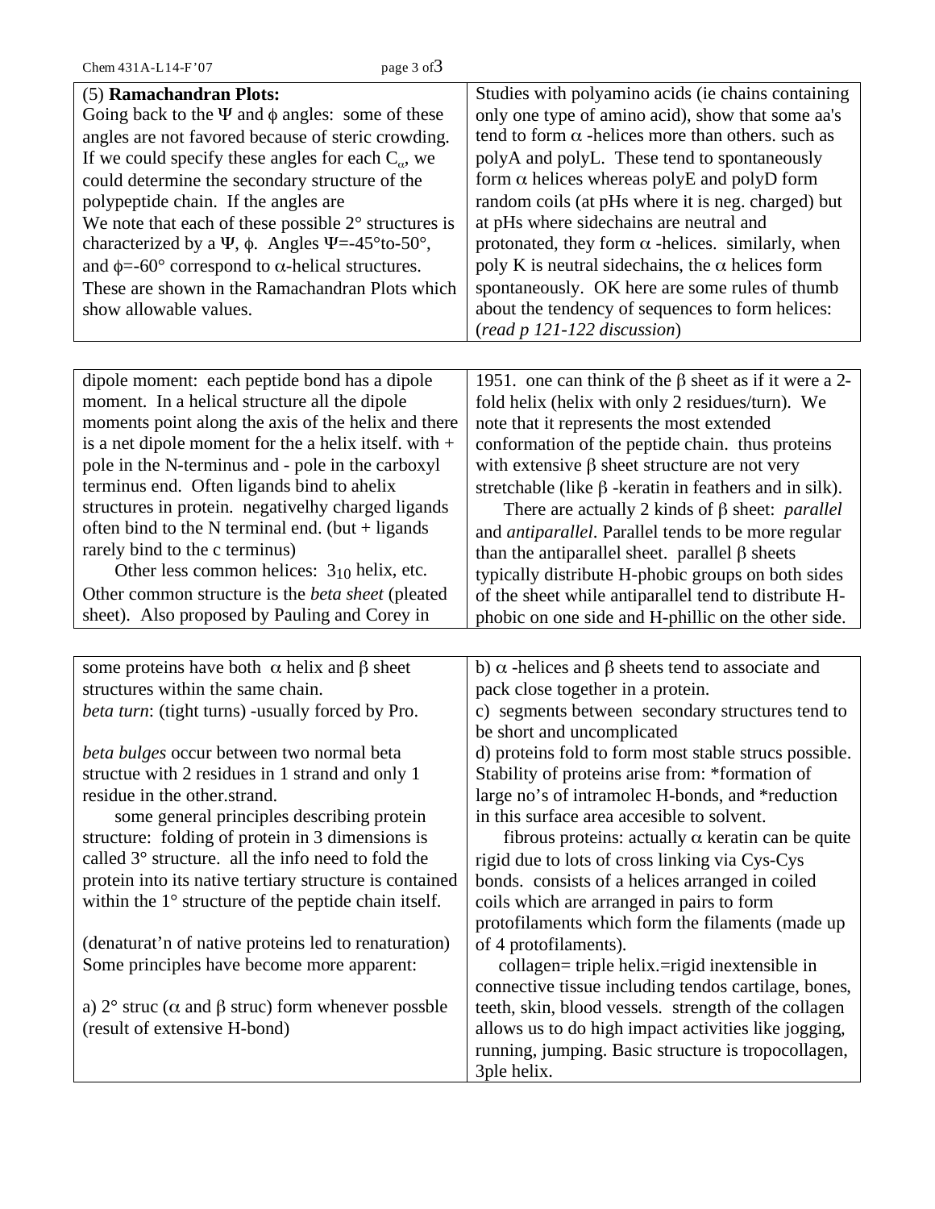(5) **Ramachandran Plots:**
Going back to the $\Psi$ and $\phi$ angles: some of these angles are not favored because of steric crowding. If we could specify these angles for each $C_\alpha$, we could determine the secondary structure of the polypeptide chain. If the angles are
We note that each of these possible 2° structures is characterized by a $\Psi$, $\phi$. Angles $\Psi$=-45°to-50°, and $\phi$=-60° correspond to $\alpha$-helical structures. These are shown in the Ramachandran Plots which show allowable values.

Studies with polyamino acids (ie chains containing only one type of amino acid), show that some aa's tend to form $\alpha$ -helices more than others. such as polyA and polyL. These tend to spontaneously form $\alpha$ helices whereas polyE and polyD form random coils (at pHs where it is neg. charged) but at pHs where sidechains are neutral and protonated, they form $\alpha$ -helices. similarly, when poly K is neutral sidechains, the $\alpha$ helices form spontaneously. OK here are some rules of thumb about the tendency of sequences to form helices: (*read p 121-122 discussion*)

dipole moment: each peptide bond has a dipole moment. In a helical structure all the dipole moments point along the axis of the helix and there is a net dipole moment for the helix itself. with + pole in the N-terminus and - pole in the carboxyl terminus end. Often ligands bind to ahelix structures in protein. negativelhy charged ligands often bind to the N terminal end. (but + ligands rarely bind to the c terminus)

Other less common helices: $3_{10}$ helix, etc. Other common structure is the *beta sheet* (pleated sheet). Also proposed by Pauling and Corey in 1951. one can think of the $\beta$ sheet as if it were a 2-fold helix (helix with only 2 residues/turn). We note that it represents the most extended conformation of the peptide chain. thus proteins with extensive $\beta$ sheet structure are not very stretchable (like $\beta$ -keratin in feathers and in silk).

There are actually 2 kinds of $\beta$ sheet: *parallel* and *antiparallel*. Parallel tends to be more regular than the antiparallel sheet. parallel $\beta$ sheets typically distribute H-phobic groups on both sides of the sheet while antiparallel tend to distribute H-phobic on one side and H-phillic on the other side.

some proteins have both $\alpha$ helix and $\beta$ sheet structures within the same chain.
*beta turn*: (tight turns) -usually forced by Pro.

*beta bulges* occur between two normal beta structue with 2 residues in 1 strand and only 1 residue in the other.strand.

some general principles describing protein structure: folding of protein in 3 dimensions is called 3° structure. all the info need to fold the protein into its native tertiary structure is contained within the 1° structure of the peptide chain itself.

(denaturat'n of native proteins led to renaturation)
Some principles have become more apparent:

a) 2° struc ($\alpha$ and $\beta$ struc) form whenever possble (result of extensive H-bond)

b) $\alpha$ -helices and $\beta$ sheets tend to associate and pack close together in a protein.

c) segments between secondary structures tend to be short and uncomplicated

d) proteins fold to form most stable strucs possible. Stability of proteins arise from: *formation of large no's of intramolec H-bonds, and *reduction in this surface area accesible to solvent.

fibrous proteins: actually $\alpha$ keratin can be quite rigid due to lots of cross linking via Cys-Cys bonds. consists of a helices arranged in coiled coils which are arranged in pairs to form protofilaments which form the filaments (made up of 4 protofilaments).

collagen= triple helix.=rigid inextensible in connective tissue including tendos cartilage, bones, teeth, skin, blood vessels. strength of the collagen allows us to do high impact activities like jogging, running, jumping. Basic structure is tropocollagen, 3ple helix.